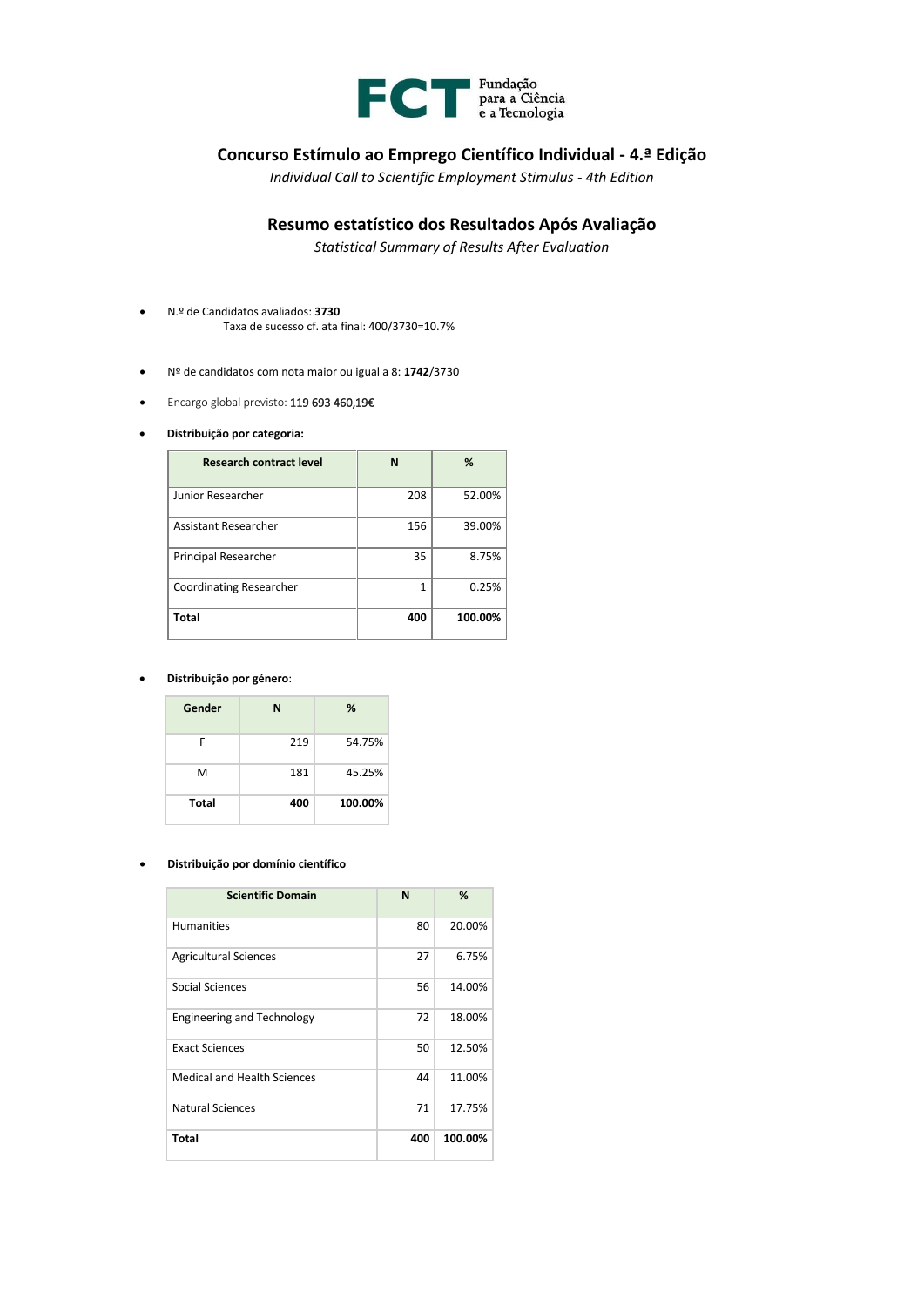FCT Fundação para a Ciência e a Tecnologia

# Concurso Estímulo ao Emprego Científico Individual - 4.ª Edição

*Individual Call to Scientific Employment Stimulus - 4th Edition*

## Resumo estatístico dos Resultados Após Avaliação

*Statistical Summary of Results After Evaluation*

- N.º de Candidatos avaliados: **3730**
  Taxa de sucesso cf. ata final: 400/3730=10.7%

- Nº de candidatos com nota maior ou igual a 8: **1742**/3730

- Encargo global previsto: 119 693 460,19€

- **Distribuição por categoria:**

| Research contract level | N | % |
|---|---|---|
| Junior Researcher | 208 | 52.00% |
| Assistant Researcher | 156 | 39.00% |
| Principal Researcher | 35 | 8.75% |
| Coordinating Researcher | 1 | 0.25% |
| **Total** | **400** | **100.00%** |

- **Distribuição por género**:

| Gender | N | % |
|---|---|---|
| F | 219 | 54.75% |
| M | 181 | 45.25% |
| **Total** | **400** | **100.00%** |

- **Distribuição por domínio científico**

| Scientific Domain | N | % |
|---|---|---|
| Humanities | 80 | 20.00% |
| Agricultural Sciences | 27 | 6.75% |
| Social Sciences | 56 | 14.00% |
| Engineering and Technology | 72 | 18.00% |
| Exact Sciences | 50 | 12.50% |
| Medical and Health Sciences | 44 | 11.00% |
| Natural Sciences | 71 | 17.75% |
| **Total** | **400** | **100.00%** |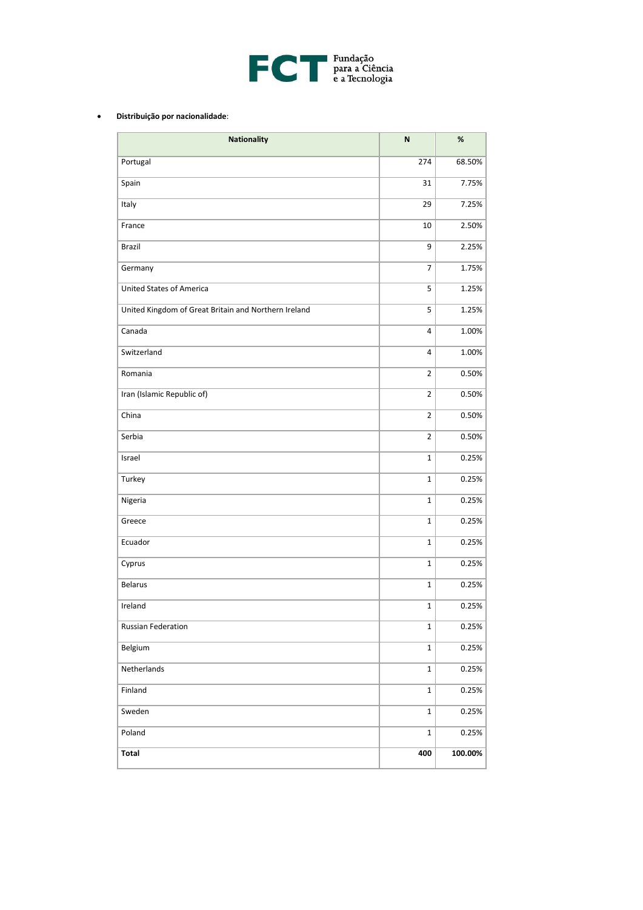- **Distribuição por nacionalidade**:

| Nationality | N | % |
|---|---|---|
| Portugal | 274 | 68.50% |
| Spain | 31 | 7.75% |
| Italy | 29 | 7.25% |
| France | 10 | 2.50% |
| Brazil | 9 | 2.25% |
| Germany | 7 | 1.75% |
| United States of America | 5 | 1.25% |
| United Kingdom of Great Britain and Northern Ireland | 5 | 1.25% |
| Canada | 4 | 1.00% |
| Switzerland | 4 | 1.00% |
| Romania | 2 | 0.50% |
| Iran (Islamic Republic of) | 2 | 0.50% |
| China | 2 | 0.50% |
| Serbia | 2 | 0.50% |
| Israel | 1 | 0.25% |
| Turkey | 1 | 0.25% |
| Nigeria | 1 | 0.25% |
| Greece | 1 | 0.25% |
| Ecuador | 1 | 0.25% |
| Cyprus | 1 | 0.25% |
| Belarus | 1 | 0.25% |
| Ireland | 1 | 0.25% |
| Russian Federation | 1 | 0.25% |
| Belgium | 1 | 0.25% |
| Netherlands | 1 | 0.25% |
| Finland | 1 | 0.25% |
| Sweden | 1 | 0.25% |
| Poland | 1 | 0.25% |
| **Total** | **400** | **100.00%** |